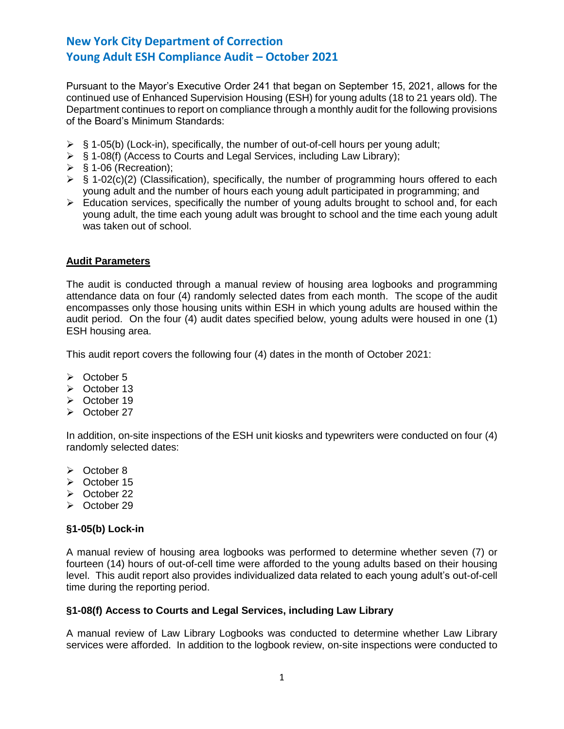# New York City Department of Correction
# Young Adult ESH Compliance Audit – October 2021

Pursuant to the Mayor's Executive Order 241 that began on September 15, 2021, allows for the continued use of Enhanced Supervision Housing (ESH) for young adults (18 to 21 years old). The Department continues to report on compliance through a monthly audit for the following provisions of the Board's Minimum Standards:

- § 1-05(b) (Lock-in), specifically, the number of out-of-cell hours per young adult;
- § 1-08(f) (Access to Courts and Legal Services, including Law Library);
- § 1-06 (Recreation);
- § 1-02(c)(2) (Classification), specifically, the number of programming hours offered to each young adult and the number of hours each young adult participated in programming; and
- Education services, specifically the number of young adults brought to school and, for each young adult, the time each young adult was brought to school and the time each young adult was taken out of school.

## Audit Parameters

The audit is conducted through a manual review of housing area logbooks and programming attendance data on four (4) randomly selected dates from each month. The scope of the audit encompasses only those housing units within ESH in which young adults are housed within the audit period. On the four (4) audit dates specified below, young adults were housed in one (1) ESH housing area.

This audit report covers the following four (4) dates in the month of October 2021:

- October 5
- October 13
- October 19
- October 27

In addition, on-site inspections of the ESH unit kiosks and typewriters were conducted on four (4) randomly selected dates:

- October 8
- October 15
- October 22
- October 29

### §1-05(b) Lock-in

A manual review of housing area logbooks was performed to determine whether seven (7) or fourteen (14) hours of out-of-cell time were afforded to the young adults based on their housing level. This audit report also provides individualized data related to each young adult's out-of-cell time during the reporting period.

### §1-08(f) Access to Courts and Legal Services, including Law Library

A manual review of Law Library Logbooks was conducted to determine whether Law Library services were afforded. In addition to the logbook review, on-site inspections were conducted to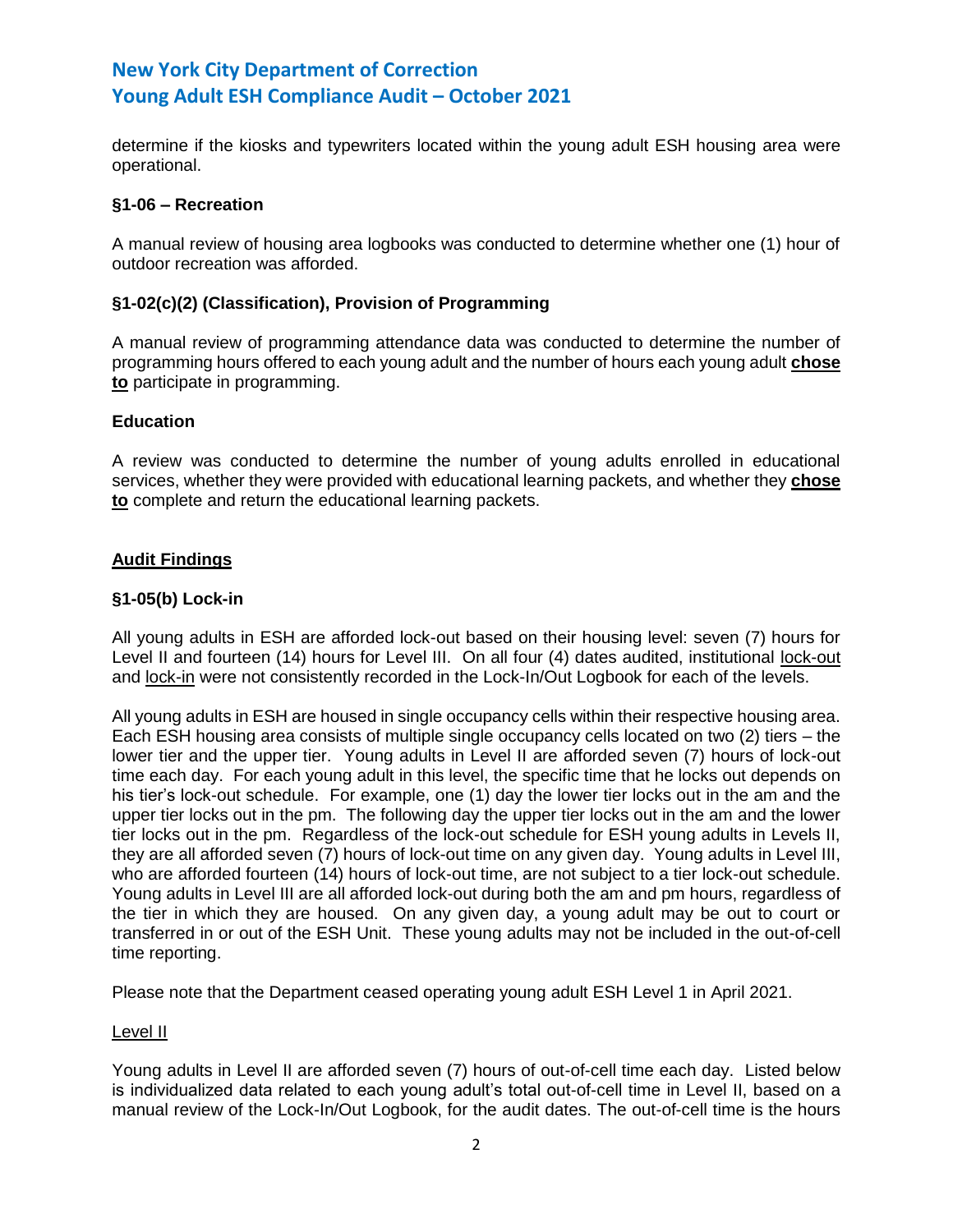determine if the kiosks and typewriters located within the young adult ESH housing area were operational.

**§1-06 – Recreation**

A manual review of housing area logbooks was conducted to determine whether one (1) hour of outdoor recreation was afforded.

**§1-02(c)(2) (Classification), Provision of Programming**

A manual review of programming attendance data was conducted to determine the number of programming hours offered to each young adult and the number of hours each young adult **chose to** participate in programming.

**Education**

A review was conducted to determine the number of young adults enrolled in educational services, whether they were provided with educational learning packets, and whether they **chose to** complete and return the educational learning packets.

**Audit Findings**

**§1-05(b) Lock-in**

All young adults in ESH are afforded lock-out based on their housing level: seven (7) hours for Level II and fourteen (14) hours for Level III. On all four (4) dates audited, institutional lock-out and lock-in were not consistently recorded in the Lock-In/Out Logbook for each of the levels.

All young adults in ESH are housed in single occupancy cells within their respective housing area. Each ESH housing area consists of multiple single occupancy cells located on two (2) tiers – the lower tier and the upper tier. Young adults in Level II are afforded seven (7) hours of lock-out time each day. For each young adult in this level, the specific time that he locks out depends on his tier's lock-out schedule. For example, one (1) day the lower tier locks out in the am and the upper tier locks out in the pm. The following day the upper tier locks out in the am and the lower tier locks out in the pm. Regardless of the lock-out schedule for ESH young adults in Levels II, they are all afforded seven (7) hours of lock-out time on any given day. Young adults in Level III, who are afforded fourteen (14) hours of lock-out time, are not subject to a tier lock-out schedule. Young adults in Level III are all afforded lock-out during both the am and pm hours, regardless of the tier in which they are housed. On any given day, a young adult may be out to court or transferred in or out of the ESH Unit. These young adults may not be included in the out-of-cell time reporting.

Please note that the Department ceased operating young adult ESH Level 1 in April 2021.

Level II

Young adults in Level II are afforded seven (7) hours of out-of-cell time each day. Listed below is individualized data related to each young adult's total out-of-cell time in Level II, based on a manual review of the Lock-In/Out Logbook, for the audit dates. The out-of-cell time is the hours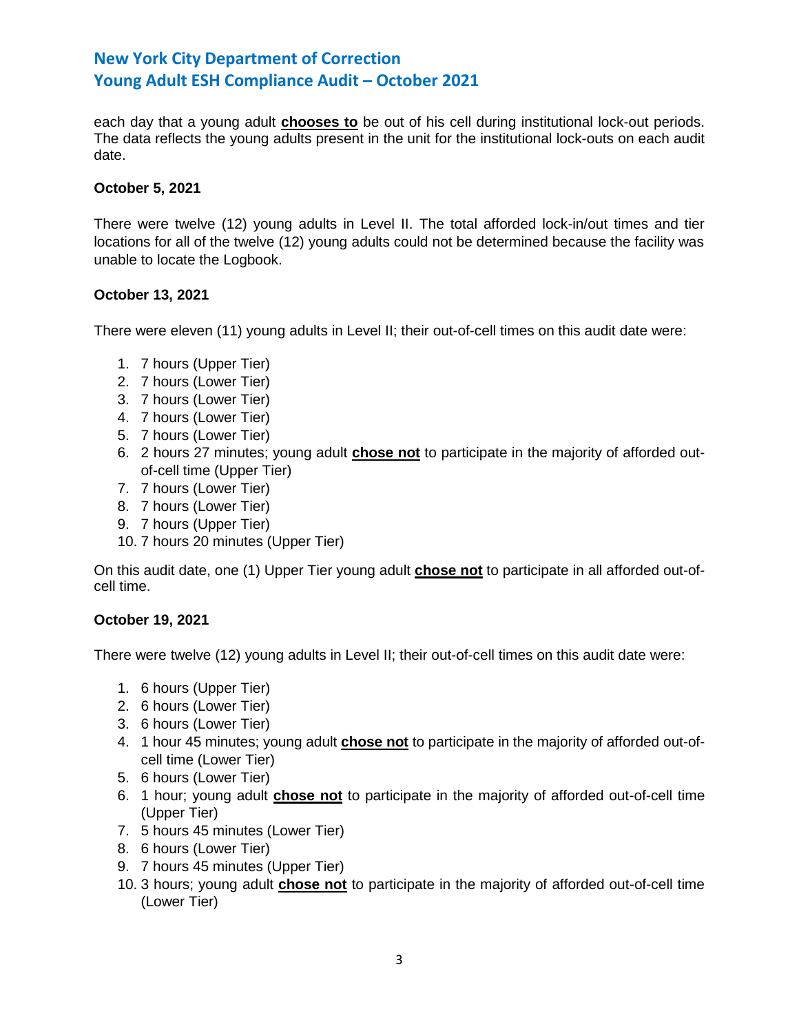each day that a young adult **chooses to** be out of his cell during institutional lock-out periods. The data reflects the young adults present in the unit for the institutional lock-outs on each audit date.

**October 5, 2021**

There were twelve (12) young adults in Level II. The total afforded lock-in/out times and tier locations for all of the twelve (12) young adults could not be determined because the facility was unable to locate the Logbook.

**October 13, 2021**

There were eleven (11) young adults in Level II; their out-of-cell times on this audit date were:

1. 7 hours (Upper Tier)
2. 7 hours (Lower Tier)
3. 7 hours (Lower Tier)
4. 7 hours (Lower Tier)
5. 7 hours (Lower Tier)
6. 2 hours 27 minutes; young adult **chose not** to participate in the majority of afforded out-of-cell time (Upper Tier)
7. 7 hours (Lower Tier)
8. 7 hours (Lower Tier)
9. 7 hours (Upper Tier)
10. 7 hours 20 minutes (Upper Tier)

On this audit date, one (1) Upper Tier young adult **chose not** to participate in all afforded out-of-cell time.

**October 19, 2021**

There were twelve (12) young adults in Level II; their out-of-cell times on this audit date were:

1. 6 hours (Upper Tier)
2. 6 hours (Lower Tier)
3. 6 hours (Lower Tier)
4. 1 hour 45 minutes; young adult **chose not** to participate in the majority of afforded out-of-cell time (Lower Tier)
5. 6 hours (Lower Tier)
6. 1 hour; young adult **chose not** to participate in the majority of afforded out-of-cell time (Upper Tier)
7. 5 hours 45 minutes (Lower Tier)
8. 6 hours (Lower Tier)
9. 7 hours 45 minutes (Upper Tier)
10. 3 hours; young adult **chose not** to participate in the majority of afforded out-of-cell time (Lower Tier)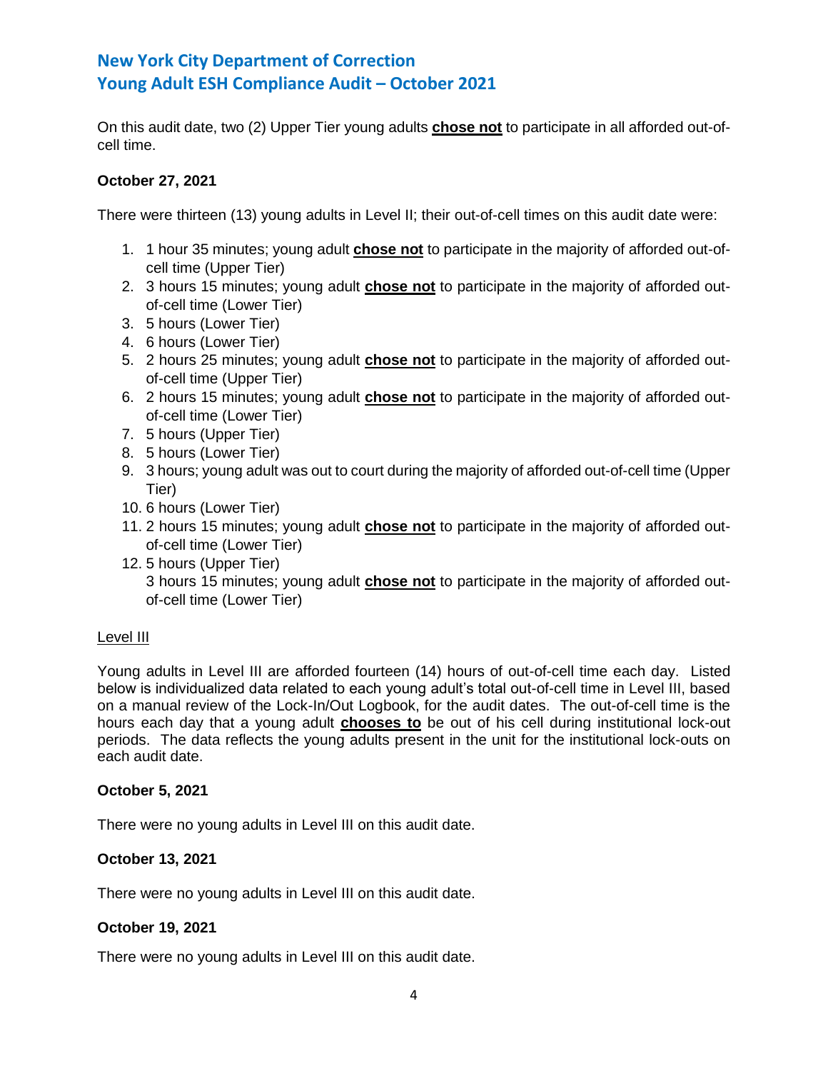On this audit date, two (2) Upper Tier young adults **chose not** to participate in all afforded out-of-cell time.

**October 27, 2021**

There were thirteen (13) young adults in Level II; their out-of-cell times on this audit date were:

1. 1 hour 35 minutes; young adult **chose not** to participate in the majority of afforded out-of-cell time (Upper Tier)
2. 3 hours 15 minutes; young adult **chose not** to participate in the majority of afforded out-of-cell time (Lower Tier)
3. 5 hours (Lower Tier)
4. 6 hours (Lower Tier)
5. 2 hours 25 minutes; young adult **chose not** to participate in the majority of afforded out-of-cell time (Upper Tier)
6. 2 hours 15 minutes; young adult **chose not** to participate in the majority of afforded out-of-cell time (Lower Tier)
7. 5 hours (Upper Tier)
8. 5 hours (Lower Tier)
9. 3 hours; young adult was out to court during the majority of afforded out-of-cell time (Upper Tier)
10. 6 hours (Lower Tier)
11. 2 hours 15 minutes; young adult **chose not** to participate in the majority of afforded out-of-cell time (Lower Tier)
12. 5 hours (Upper Tier)
    3 hours 15 minutes; young adult **chose not** to participate in the majority of afforded out-of-cell time (Lower Tier)

Level III

Young adults in Level III are afforded fourteen (14) hours of out-of-cell time each day. Listed below is individualized data related to each young adult's total out-of-cell time in Level III, based on a manual review of the Lock-In/Out Logbook, for the audit dates. The out-of-cell time is the hours each day that a young adult **chooses to** be out of his cell during institutional lock-out periods. The data reflects the young adults present in the unit for the institutional lock-outs on each audit date.

**October 5, 2021**

There were no young adults in Level III on this audit date.

**October 13, 2021**

There were no young adults in Level III on this audit date.

**October 19, 2021**

There were no young adults in Level III on this audit date.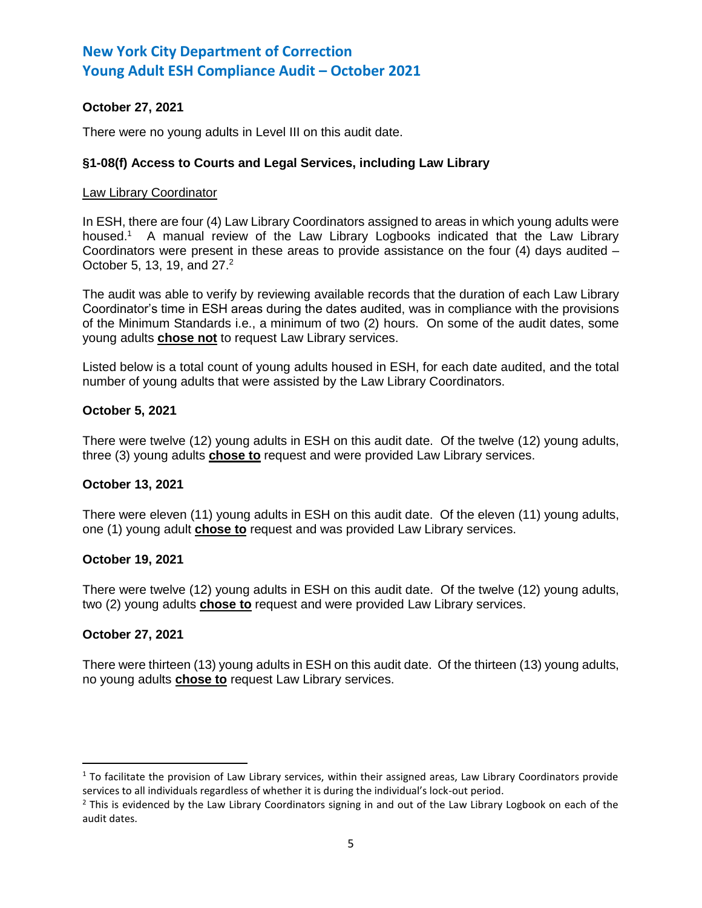**October 27, 2021**

There were no young adults in Level III on this audit date.

**§1-08(f) Access to Courts and Legal Services, including Law Library**

Law Library Coordinator

In ESH, there are four (4) Law Library Coordinators assigned to areas in which young adults were housed.[1] A manual review of the Law Library Logbooks indicated that the Law Library Coordinators were present in these areas to provide assistance on the four (4) days audited – October 5, 13, 19, and 27.[2]

The audit was able to verify by reviewing available records that the duration of each Law Library Coordinator's time in ESH areas during the dates audited, was in compliance with the provisions of the Minimum Standards i.e., a minimum of two (2) hours. On some of the audit dates, some young adults **chose not** to request Law Library services.

Listed below is a total count of young adults housed in ESH, for each date audited, and the total number of young adults that were assisted by the Law Library Coordinators.

**October 5, 2021**

There were twelve (12) young adults in ESH on this audit date. Of the twelve (12) young adults, three (3) young adults **chose to** request and were provided Law Library services.

**October 13, 2021**

There were eleven (11) young adults in ESH on this audit date. Of the eleven (11) young adults, one (1) young adult **chose to** request and was provided Law Library services.

**October 19, 2021**

There were twelve (12) young adults in ESH on this audit date. Of the twelve (12) young adults, two (2) young adults **chose to** request and were provided Law Library services.

**October 27, 2021**

There were thirteen (13) young adults in ESH on this audit date. Of the thirteen (13) young adults, no young adults **chose to** request Law Library services.

---

[1] To facilitate the provision of Law Library services, within their assigned areas, Law Library Coordinators provide services to all individuals regardless of whether it is during the individual's lock-out period.

[2] This is evidenced by the Law Library Coordinators signing in and out of the Law Library Logbook on each of the audit dates.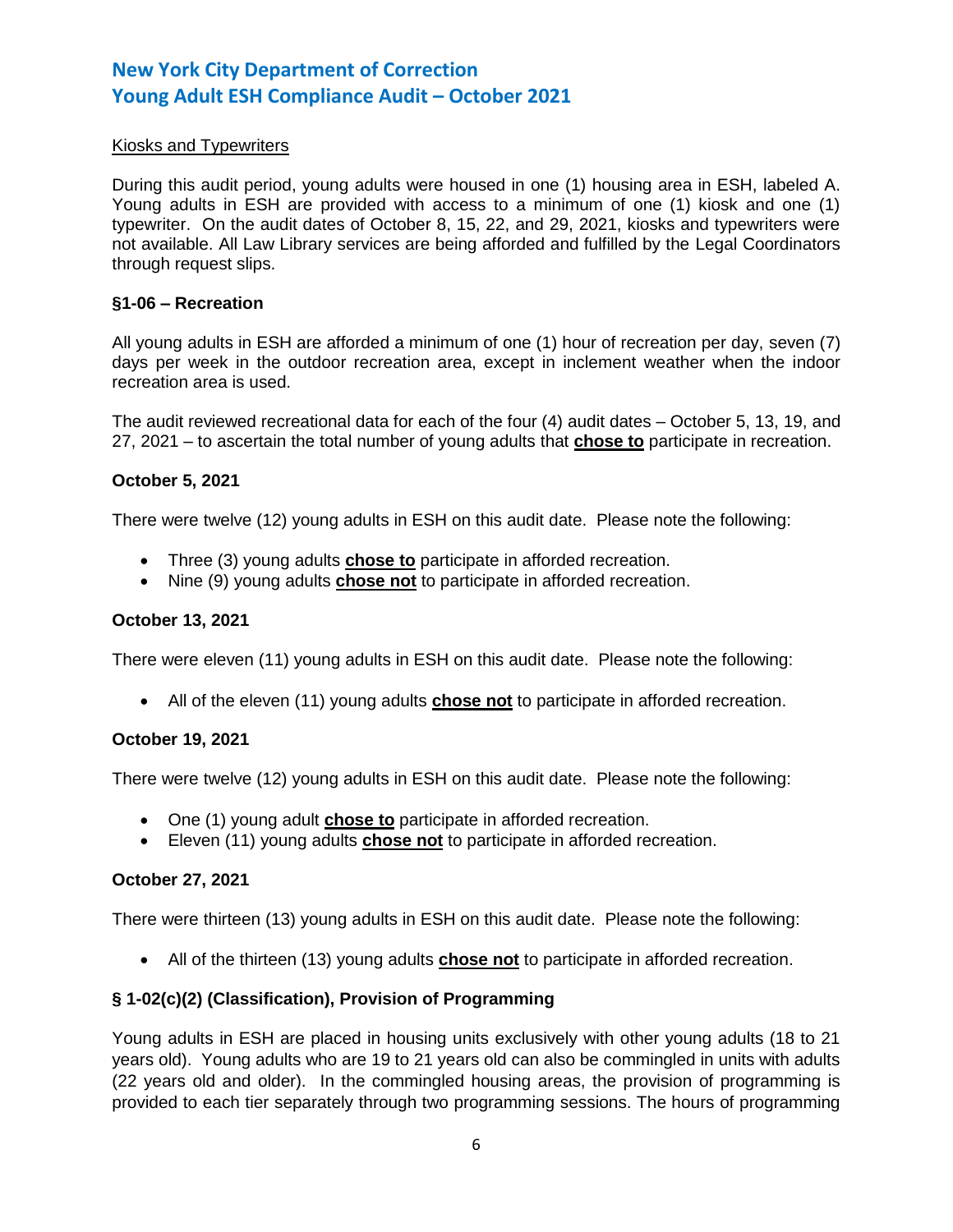Kiosks and Typewriters

During this audit period, young adults were housed in one (1) housing area in ESH, labeled A. Young adults in ESH are provided with access to a minimum of one (1) kiosk and one (1) typewriter. On the audit dates of October 8, 15, 22, and 29, 2021, kiosks and typewriters were not available. All Law Library services are being afforded and fulfilled by the Legal Coordinators through request slips.

### §1-06 – Recreation

All young adults in ESH are afforded a minimum of one (1) hour of recreation per day, seven (7) days per week in the outdoor recreation area, except in inclement weather when the indoor recreation area is used.

The audit reviewed recreational data for each of the four (4) audit dates – October 5, 13, 19, and 27, 2021 – to ascertain the total number of young adults that **chose to** participate in recreation.

#### October 5, 2021

There were twelve (12) young adults in ESH on this audit date. Please note the following:

- Three (3) young adults **chose to** participate in afforded recreation.
- Nine (9) young adults **chose not** to participate in afforded recreation.

#### October 13, 2021

There were eleven (11) young adults in ESH on this audit date. Please note the following:

- All of the eleven (11) young adults **chose not** to participate in afforded recreation.

#### October 19, 2021

There were twelve (12) young adults in ESH on this audit date. Please note the following:

- One (1) young adult **chose to** participate in afforded recreation.
- Eleven (11) young adults **chose not** to participate in afforded recreation.

#### October 27, 2021

There were thirteen (13) young adults in ESH on this audit date. Please note the following:

- All of the thirteen (13) young adults **chose not** to participate in afforded recreation.

### § 1-02(c)(2) (Classification), Provision of Programming

Young adults in ESH are placed in housing units exclusively with other young adults (18 to 21 years old). Young adults who are 19 to 21 years old can also be commingled in units with adults (22 years old and older). In the commingled housing areas, the provision of programming is provided to each tier separately through two programming sessions. The hours of programming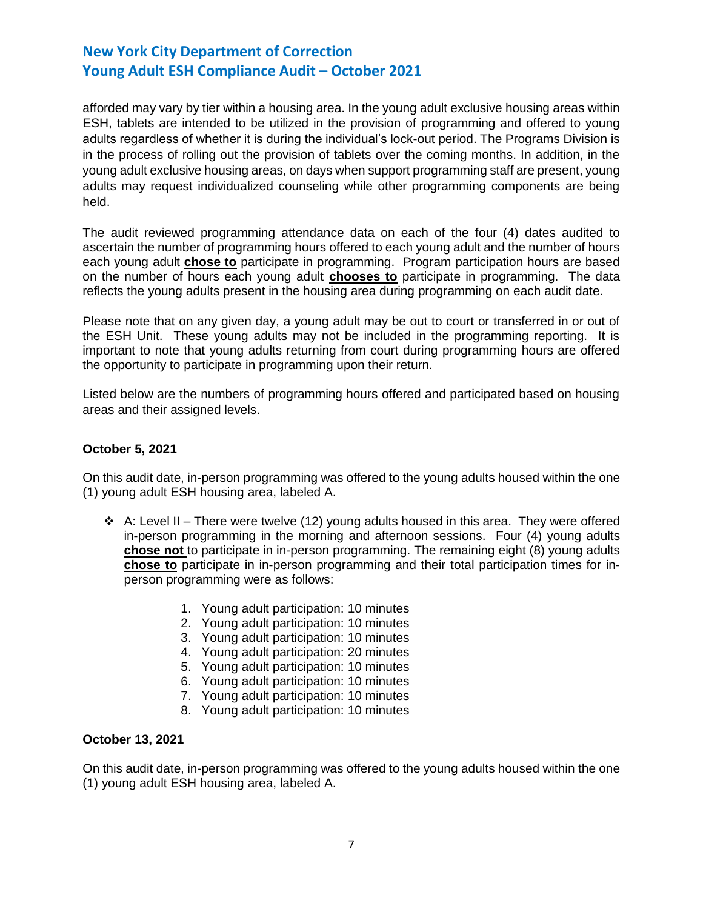afforded may vary by tier within a housing area. In the young adult exclusive housing areas within ESH, tablets are intended to be utilized in the provision of programming and offered to young adults regardless of whether it is during the individual's lock-out period. The Programs Division is in the process of rolling out the provision of tablets over the coming months. In addition, in the young adult exclusive housing areas, on days when support programming staff are present, young adults may request individualized counseling while other programming components are being held.

The audit reviewed programming attendance data on each of the four (4) dates audited to ascertain the number of programming hours offered to each young adult and the number of hours each young adult **chose to** participate in programming. Program participation hours are based on the number of hours each young adult **chooses to** participate in programming. The data reflects the young adults present in the housing area during programming on each audit date.

Please note that on any given day, a young adult may be out to court or transferred in or out of the ESH Unit. These young adults may not be included in the programming reporting. It is important to note that young adults returning from court during programming hours are offered the opportunity to participate in programming upon their return.

Listed below are the numbers of programming hours offered and participated based on housing areas and their assigned levels.

**October 5, 2021**

On this audit date, in-person programming was offered to the young adults housed within the one (1) young adult ESH housing area, labeled A.

- A: Level II – There were twelve (12) young adults housed in this area. They were offered in-person programming in the morning and afternoon sessions. Four (4) young adults **chose not** to participate in in-person programming. The remaining eight (8) young adults **chose to** participate in in-person programming and their total participation times for in-person programming were as follows:

    1. Young adult participation: 10 minutes
    2. Young adult participation: 10 minutes
    3. Young adult participation: 10 minutes
    4. Young adult participation: 20 minutes
    5. Young adult participation: 10 minutes
    6. Young adult participation: 10 minutes
    7. Young adult participation: 10 minutes
    8. Young adult participation: 10 minutes

**October 13, 2021**

On this audit date, in-person programming was offered to the young adults housed within the one (1) young adult ESH housing area, labeled A.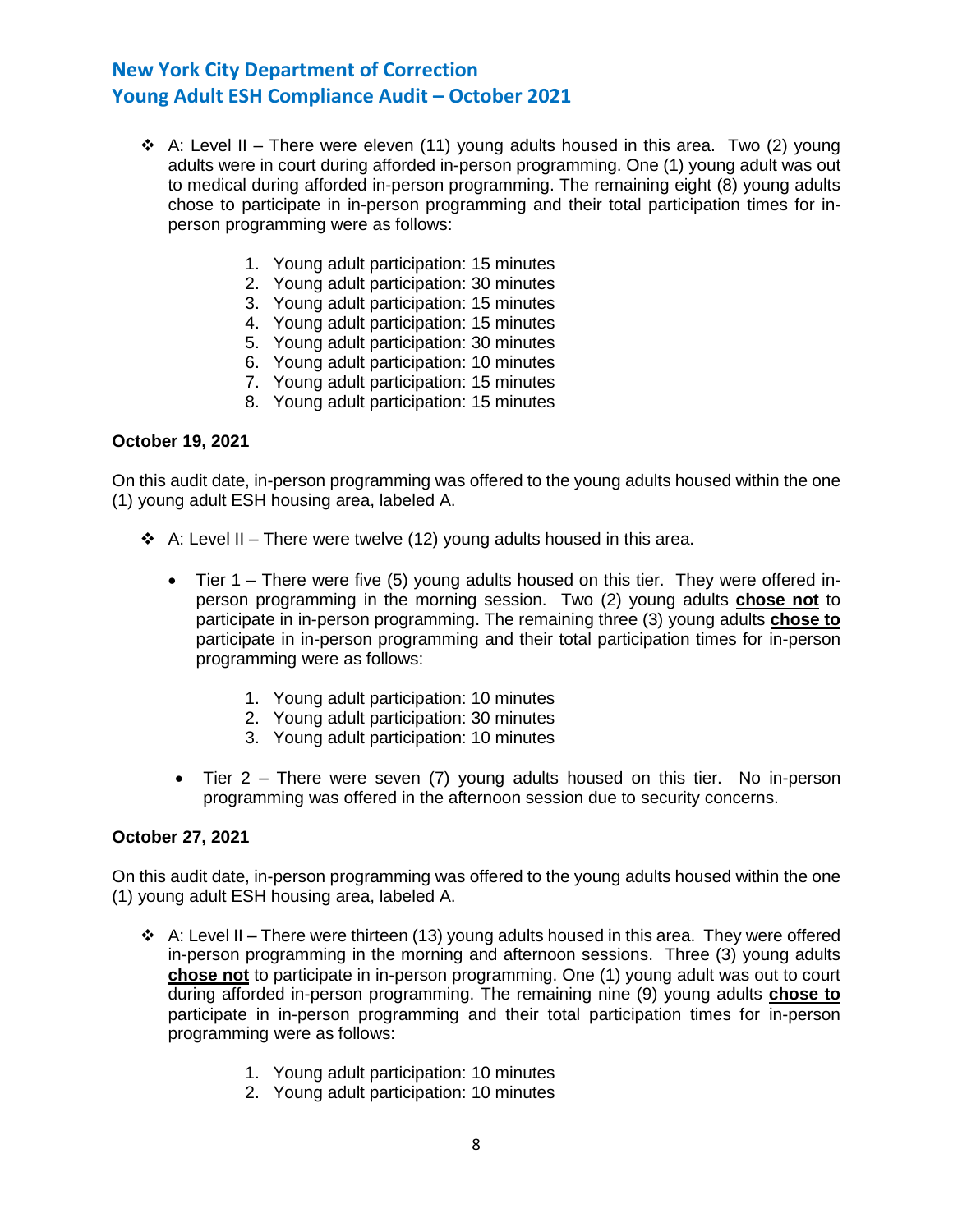- A: Level II – There were eleven (11) young adults housed in this area. Two (2) young adults were in court during afforded in-person programming. One (1) young adult was out to medical during afforded in-person programming. The remaining eight (8) young adults chose to participate in in-person programming and their total participation times for in-person programming were as follows:

    1. Young adult participation: 15 minutes
    2. Young adult participation: 30 minutes
    3. Young adult participation: 15 minutes
    4. Young adult participation: 15 minutes
    5. Young adult participation: 30 minutes
    6. Young adult participation: 10 minutes
    7. Young adult participation: 15 minutes
    8. Young adult participation: 15 minutes

**October 19, 2021**

On this audit date, in-person programming was offered to the young adults housed within the one (1) young adult ESH housing area, labeled A.

- A: Level II – There were twelve (12) young adults housed in this area.

    - Tier 1 – There were five (5) young adults housed on this tier. They were offered in-person programming in the morning session. Two (2) young adults **<u>chose not</u>** to participate in in-person programming. The remaining three (3) young adults **<u>chose to</u>** participate in in-person programming and their total participation times for in-person programming were as follows:

        1. Young adult participation: 10 minutes
        2. Young adult participation: 30 minutes
        3. Young adult participation: 10 minutes

    - Tier 2 – There were seven (7) young adults housed on this tier. No in-person programming was offered in the afternoon session due to security concerns.

**October 27, 2021**

On this audit date, in-person programming was offered to the young adults housed within the one (1) young adult ESH housing area, labeled A.

- A: Level II – There were thirteen (13) young adults housed in this area. They were offered in-person programming in the morning and afternoon sessions. Three (3) young adults **<u>chose not</u>** to participate in in-person programming. One (1) young adult was out to court during afforded in-person programming. The remaining nine (9) young adults **<u>chose to</u>** participate in in-person programming and their total participation times for in-person programming were as follows:

    1. Young adult participation: 10 minutes
    2. Young adult participation: 10 minutes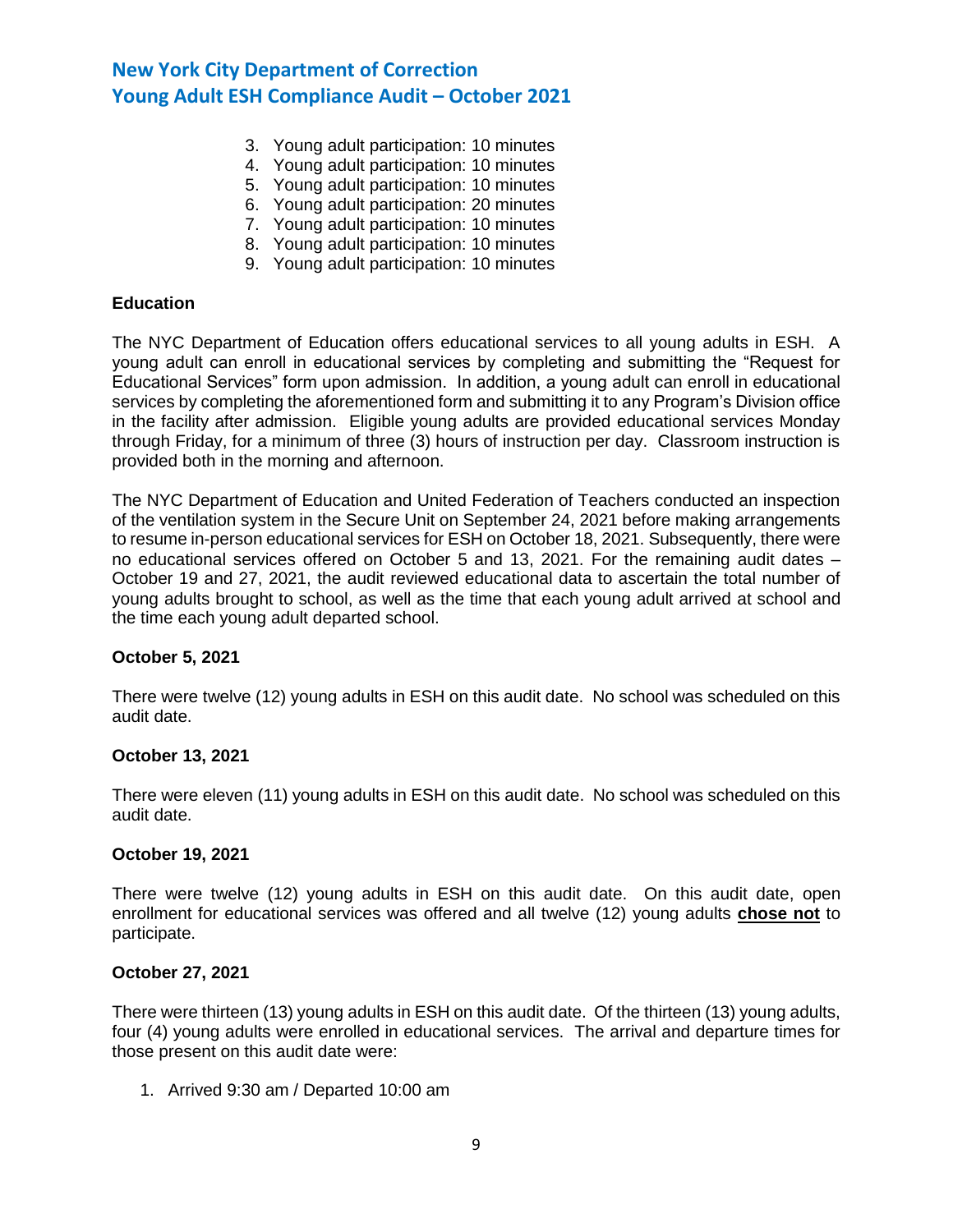3. Young adult participation: 10 minutes
4. Young adult participation: 10 minutes
5. Young adult participation: 10 minutes
6. Young adult participation: 20 minutes
7. Young adult participation: 10 minutes
8. Young adult participation: 10 minutes
9. Young adult participation: 10 minutes

**Education**

The NYC Department of Education offers educational services to all young adults in ESH. A young adult can enroll in educational services by completing and submitting the "Request for Educational Services" form upon admission. In addition, a young adult can enroll in educational services by completing the aforementioned form and submitting it to any Program's Division office in the facility after admission. Eligible young adults are provided educational services Monday through Friday, for a minimum of three (3) hours of instruction per day. Classroom instruction is provided both in the morning and afternoon.

The NYC Department of Education and United Federation of Teachers conducted an inspection of the ventilation system in the Secure Unit on September 24, 2021 before making arrangements to resume in-person educational services for ESH on October 18, 2021. Subsequently, there were no educational services offered on October 5 and 13, 2021. For the remaining audit dates – October 19 and 27, 2021, the audit reviewed educational data to ascertain the total number of young adults brought to school, as well as the time that each young adult arrived at school and the time each young adult departed school.

**October 5, 2021**

There were twelve (12) young adults in ESH on this audit date. No school was scheduled on this audit date.

**October 13, 2021**

There were eleven (11) young adults in ESH on this audit date. No school was scheduled on this audit date.

**October 19, 2021**

There were twelve (12) young adults in ESH on this audit date. On this audit date, open enrollment for educational services was offered and all twelve (12) young adults **<u>chose not</u>** to participate.

**October 27, 2021**

There were thirteen (13) young adults in ESH on this audit date. Of the thirteen (13) young adults, four (4) young adults were enrolled in educational services. The arrival and departure times for those present on this audit date were:

1. Arrived 9:30 am / Departed 10:00 am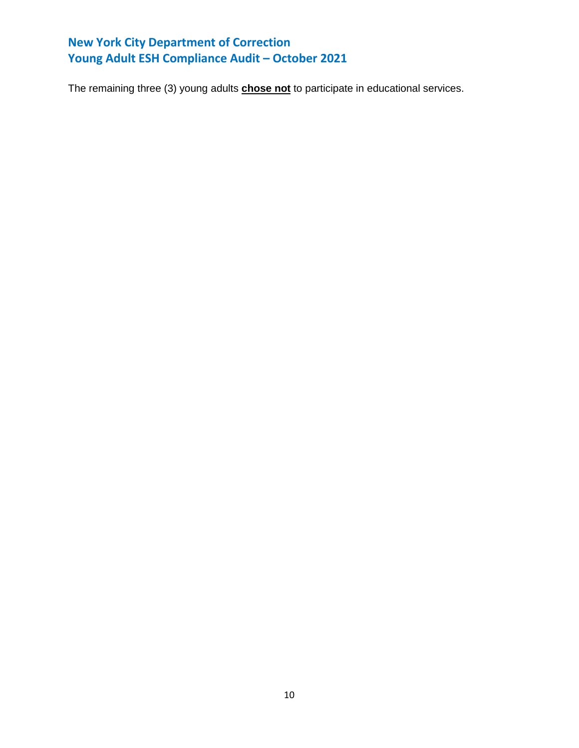The remaining three (3) young adults **chose not** to participate in educational services.